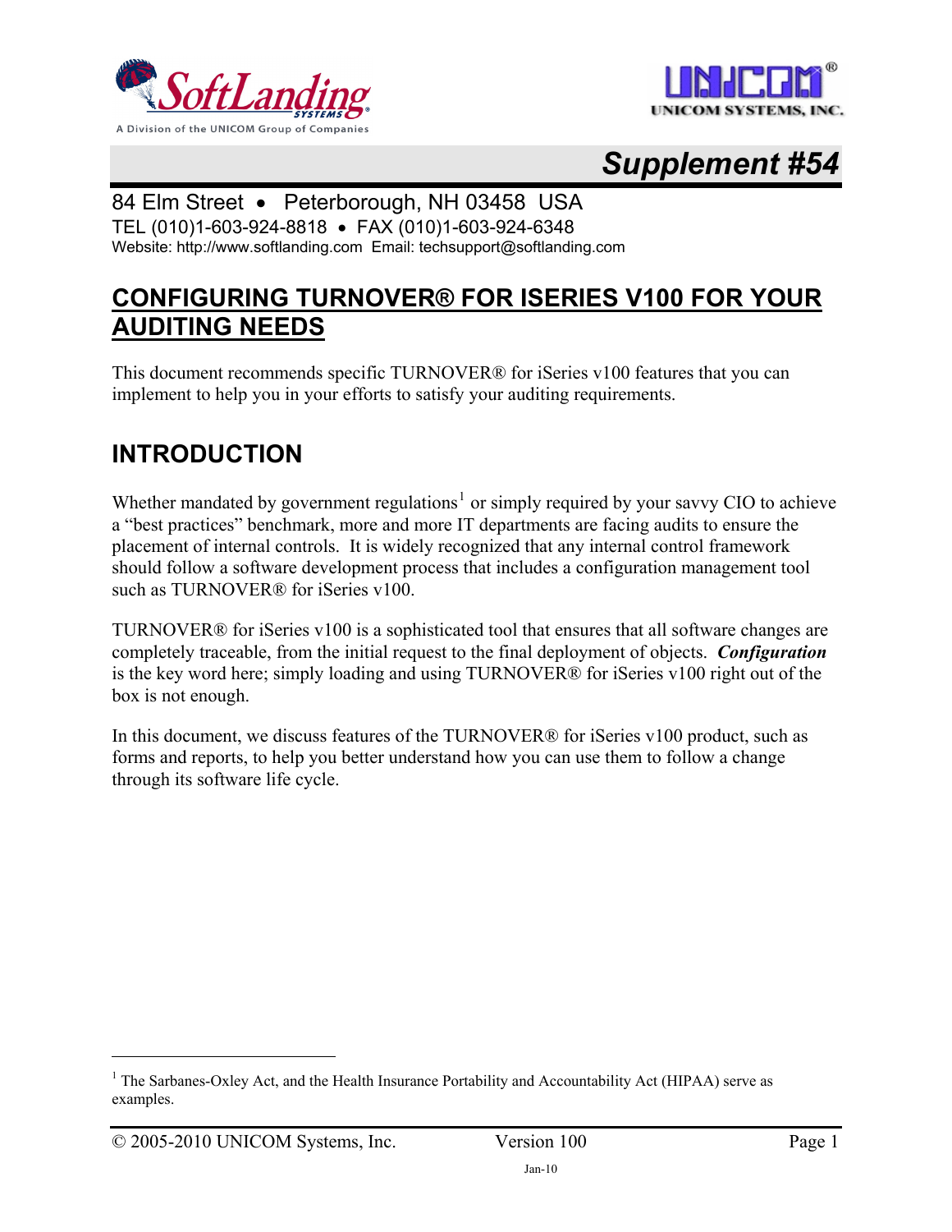# Supplement #54

84 Elm Street • Peterborough, NH 03458 USA
TEL (010)1-603-924-8818 • FAX (010)1-603-924-6348
Website: http://www.softlanding.com Email: techsupport@softlanding.com

## CONFIGURING TURNOVER® FOR ISERIES V100 FOR YOUR AUDITING NEEDS

This document recommends specific TURNOVER® for iSeries v100 features that you can implement to help you in your efforts to satisfy your auditing requirements.

## INTRODUCTION

Whether mandated by government regulations[1] or simply required by your savvy CIO to achieve a "best practices" benchmark, more and more IT departments are facing audits to ensure the placement of internal controls. It is widely recognized that any internal control framework should follow a software development process that includes a configuration management tool such as TURNOVER® for iSeries v100.

TURNOVER® for iSeries v100 is a sophisticated tool that ensures that all software changes are completely traceable, from the initial request to the final deployment of objects. ***Configuration*** is the key word here; simply loading and using TURNOVER® for iSeries v100 right out of the box is not enough.

In this document, we discuss features of the TURNOVER® for iSeries v100 product, such as forms and reports, to help you better understand how you can use them to follow a change through its software life cycle.

---

[1] The Sarbanes-Oxley Act, and the Health Insurance Portability and Accountability Act (HIPAA) serve as examples.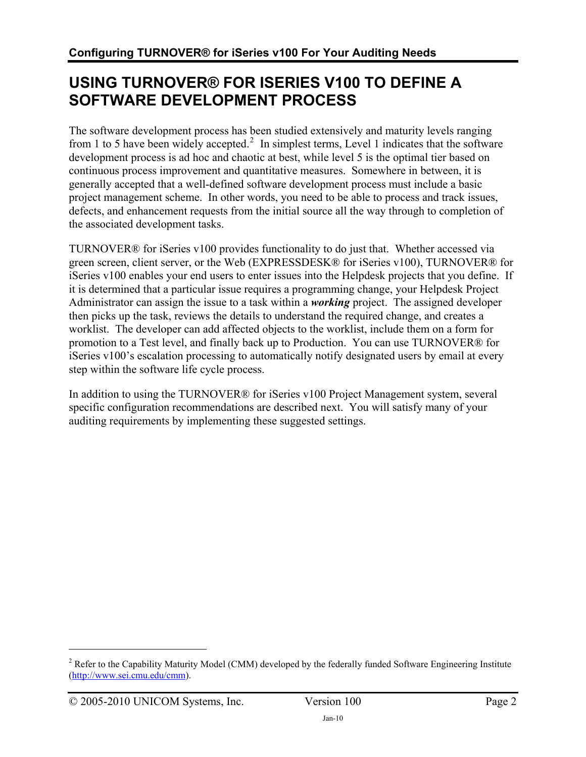# USING TURNOVER® FOR ISERIES V100 TO DEFINE A SOFTWARE DEVELOPMENT PROCESS

The software development process has been studied extensively and maturity levels ranging from 1 to 5 have been widely accepted.[2] In simplest terms, Level 1 indicates that the software development process is ad hoc and chaotic at best, while level 5 is the optimal tier based on continuous process improvement and quantitative measures. Somewhere in between, it is generally accepted that a well-defined software development process must include a basic project management scheme. In other words, you need to be able to process and track issues, defects, and enhancement requests from the initial source all the way through to completion of the associated development tasks.

TURNOVER® for iSeries v100 provides functionality to do just that. Whether accessed via green screen, client server, or the Web (EXPRESSDESK® for iSeries v100), TURNOVER® for iSeries v100 enables your end users to enter issues into the Helpdesk projects that you define. If it is determined that a particular issue requires a programming change, your Helpdesk Project Administrator can assign the issue to a task within a ***working*** project. The assigned developer then picks up the task, reviews the details to understand the required change, and creates a worklist. The developer can add affected objects to the worklist, include them on a form for promotion to a Test level, and finally back up to Production. You can use TURNOVER® for iSeries v100's escalation processing to automatically notify designated users by email at every step within the software life cycle process.

In addition to using the TURNOVER® for iSeries v100 Project Management system, several specific configuration recommendations are described next. You will satisfy many of your auditing requirements by implementing these suggested settings.

---

[2] Refer to the Capability Maturity Model (CMM) developed by the federally funded Software Engineering Institute (http://www.sei.cmu.edu/cmm).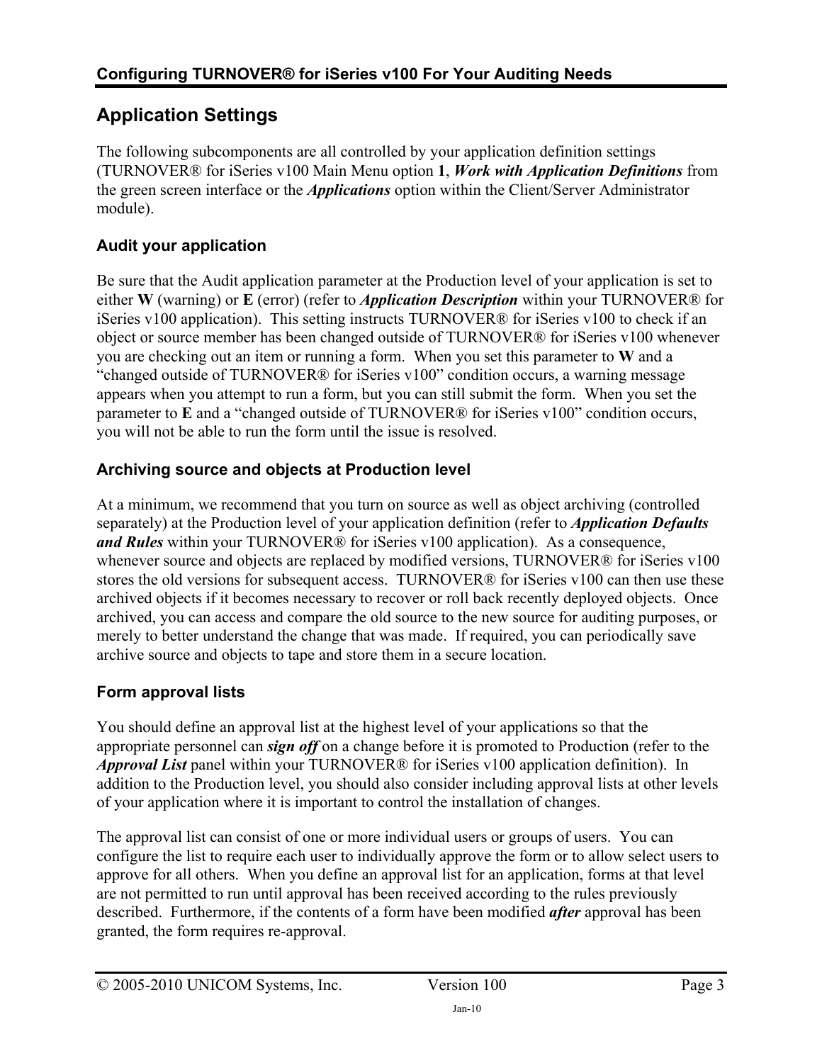## Application Settings

The following subcomponents are all controlled by your application definition settings (TURNOVER® for iSeries v100 Main Menu option **1**, ***Work with Application Definitions*** from the green screen interface or the ***Applications*** option within the Client/Server Administrator module).

### Audit your application

Be sure that the Audit application parameter at the Production level of your application is set to either **W** (warning) or **E** (error) (refer to ***Application Description*** within your TURNOVER® for iSeries v100 application). This setting instructs TURNOVER® for iSeries v100 to check if an object or source member has been changed outside of TURNOVER® for iSeries v100 whenever you are checking out an item or running a form. When you set this parameter to **W** and a "changed outside of TURNOVER® for iSeries v100" condition occurs, a warning message appears when you attempt to run a form, but you can still submit the form. When you set the parameter to **E** and a "changed outside of TURNOVER® for iSeries v100" condition occurs, you will not be able to run the form until the issue is resolved.

### Archiving source and objects at Production level

At a minimum, we recommend that you turn on source as well as object archiving (controlled separately) at the Production level of your application definition (refer to ***Application Defaults and Rules*** within your TURNOVER® for iSeries v100 application). As a consequence, whenever source and objects are replaced by modified versions, TURNOVER® for iSeries v100 stores the old versions for subsequent access. TURNOVER® for iSeries v100 can then use these archived objects if it becomes necessary to recover or roll back recently deployed objects. Once archived, you can access and compare the old source to the new source for auditing purposes, or merely to better understand the change that was made. If required, you can periodically save archive source and objects to tape and store them in a secure location.

### Form approval lists

You should define an approval list at the highest level of your applications so that the appropriate personnel can ***sign off*** on a change before it is promoted to Production (refer to the ***Approval List*** panel within your TURNOVER® for iSeries v100 application definition). In addition to the Production level, you should also consider including approval lists at other levels of your application where it is important to control the installation of changes.

The approval list can consist of one or more individual users or groups of users. You can configure the list to require each user to individually approve the form or to allow select users to approve for all others. When you define an approval list for an application, forms at that level are not permitted to run until approval has been received according to the rules previously described. Furthermore, if the contents of a form have been modified ***after*** approval has been granted, the form requires re-approval.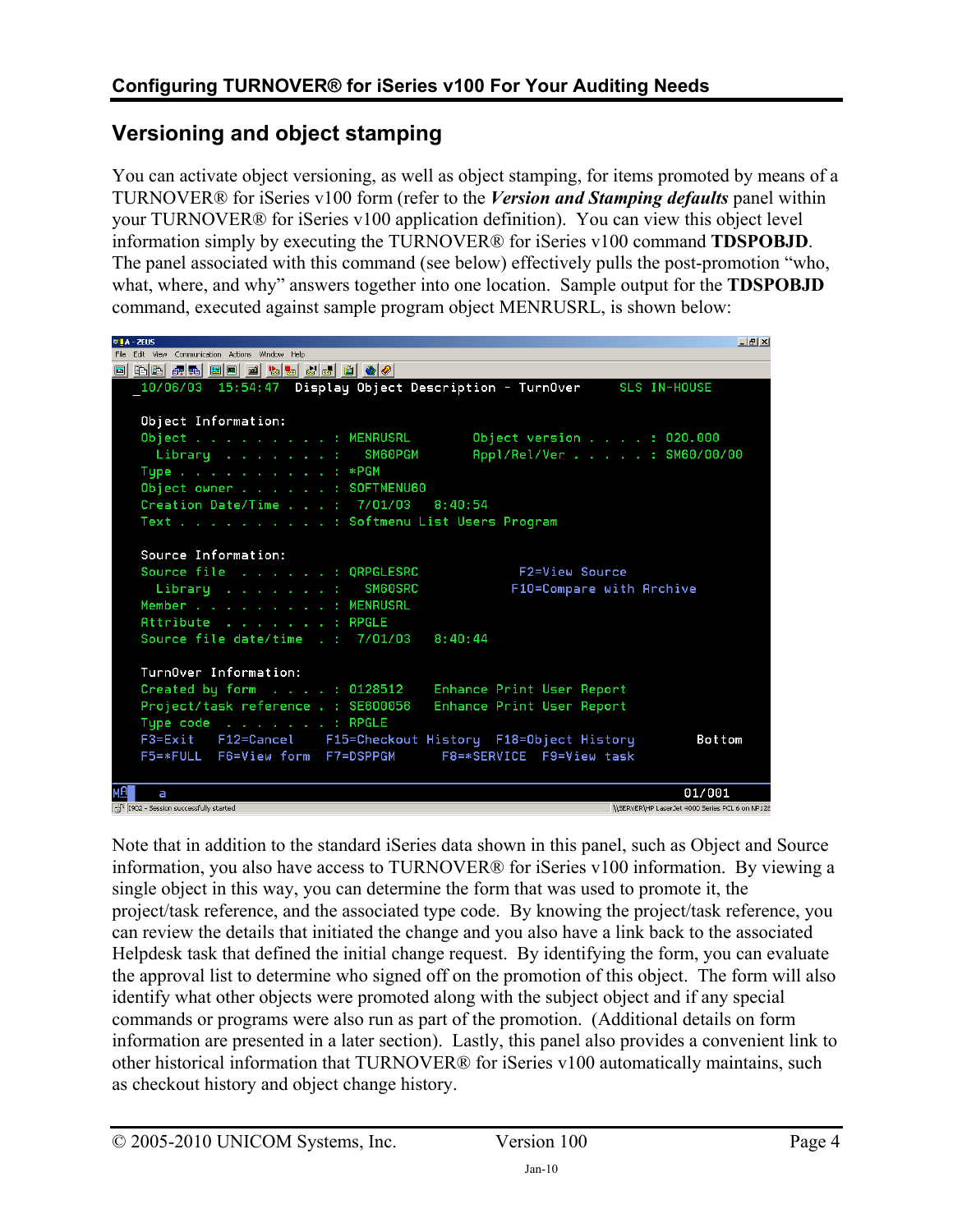## Versioning and object stamping

You can activate object versioning, as well as object stamping, for items promoted by means of a TURNOVER® for iSeries v100 form (refer to the ***Version and Stamping defaults*** panel within your TURNOVER® for iSeries v100 application definition). You can view this object level information simply by executing the TURNOVER® for iSeries v100 command **TDSPOBJD**. The panel associated with this command (see below) effectively pulls the post-promotion "who, what, where, and why" answers together into one location. Sample output for the **TDSPOBJD** command, executed against sample program object MENRUSRL, is shown below:

```
 10/06/03  15:54:47  Display Object Description - TurnOver     SLS IN-HOUSE

 Object Information:
 Object . . . . . . . . . . : MENRUSRL       Object version . . . . : 020.000
   Library  . . . . . . . . :   SM60PGM      Appl/Rel/Ver . . . . . : SM60/00/00
 Type . . . . . . . . . . . : *PGM
 Object owner . . . . . . . : SOFTMENU60
 Creation Date/Time . . . . :  7/01/03   8:40:54
 Text . . . . . . . . . . . : Softmenu List Users Program

 Source Information:
 Source file  . . . . . . . : QRPGLESRC            F2=View Source
   Library  . . . . . . . . :   SM60SRC           F10=Compare with Archive
 Member . . . . . . . . . . : MENRUSRL
 Attribute  . . . . . . . . : RPGLE
 Source file date/time  . . :  7/01/03   8:40:44

 TurnOver Information:
 Created by form  . . . . . : 0128512    Enhance Print User Report
 Project/task reference . . : SE600056   Enhance Print User Report
 Type code  . . . . . . . . : RPGLE
 F3=Exit   F12=Cancel    F15=Checkout History  F18=Object History        Bottom
 F5=*FULL  F6=View form  F7=DSPPGM      F8=*SERVICE  F9=View task
```

Note that in addition to the standard iSeries data shown in this panel, such as Object and Source information, you also have access to TURNOVER® for iSeries v100 information. By viewing a single object in this way, you can determine the form that was used to promote it, the project/task reference, and the associated type code. By knowing the project/task reference, you can review the details that initiated the change and you also have a link back to the associated Helpdesk task that defined the initial change request. By identifying the form, you can evaluate the approval list to determine who signed off on the promotion of this object. The form will also identify what other objects were promoted along with the subject object and if any special commands or programs were also run as part of the promotion. (Additional details on form information are presented in a later section). Lastly, this panel also provides a convenient link to other historical information that TURNOVER® for iSeries v100 automatically maintains, such as checkout history and object change history.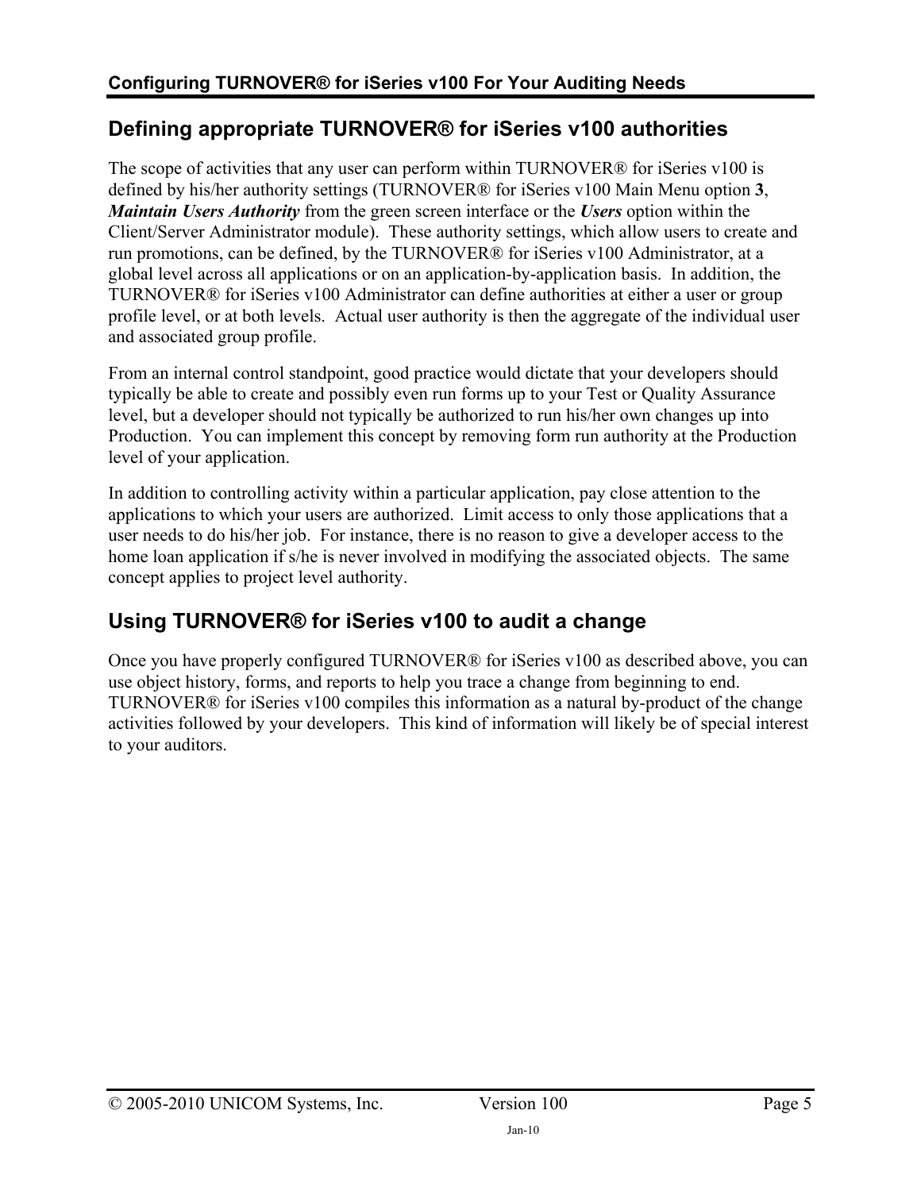## Defining appropriate TURNOVER® for iSeries v100 authorities

The scope of activities that any user can perform within TURNOVER® for iSeries v100 is defined by his/her authority settings (TURNOVER® for iSeries v100 Main Menu option **3**, ***Maintain Users Authority*** from the green screen interface or the ***Users*** option within the Client/Server Administrator module). These authority settings, which allow users to create and run promotions, can be defined, by the TURNOVER® for iSeries v100 Administrator, at a global level across all applications or on an application-by-application basis. In addition, the TURNOVER® for iSeries v100 Administrator can define authorities at either a user or group profile level, or at both levels. Actual user authority is then the aggregate of the individual user and associated group profile.

From an internal control standpoint, good practice would dictate that your developers should typically be able to create and possibly even run forms up to your Test or Quality Assurance level, but a developer should not typically be authorized to run his/her own changes up into Production. You can implement this concept by removing form run authority at the Production level of your application.

In addition to controlling activity within a particular application, pay close attention to the applications to which your users are authorized. Limit access to only those applications that a user needs to do his/her job. For instance, there is no reason to give a developer access to the home loan application if s/he is never involved in modifying the associated objects. The same concept applies to project level authority.

## Using TURNOVER® for iSeries v100 to audit a change

Once you have properly configured TURNOVER® for iSeries v100 as described above, you can use object history, forms, and reports to help you trace a change from beginning to end. TURNOVER® for iSeries v100 compiles this information as a natural by-product of the change activities followed by your developers. This kind of information will likely be of special interest to your auditors.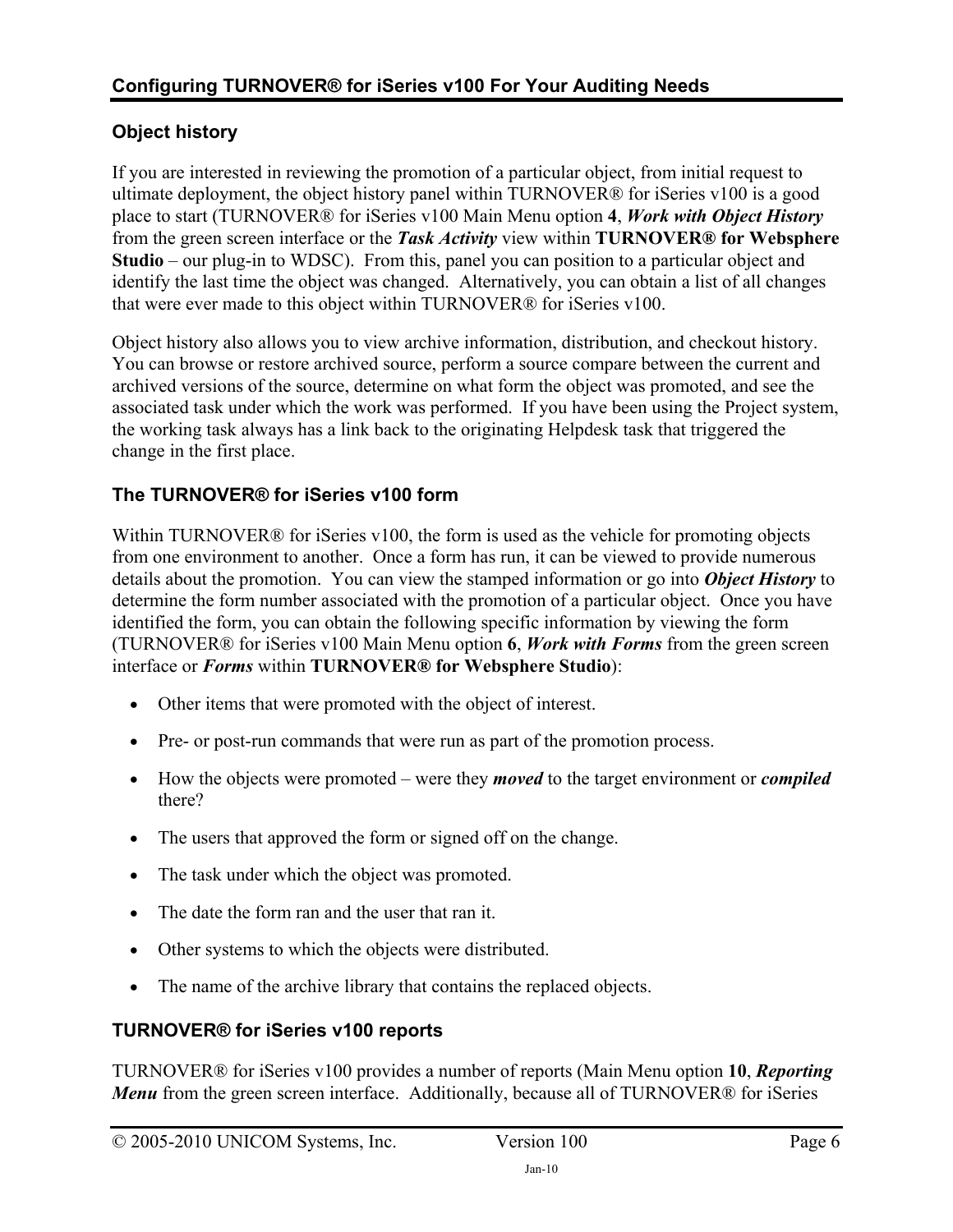### Object history

If you are interested in reviewing the promotion of a particular object, from initial request to ultimate deployment, the object history panel within TURNOVER® for iSeries v100 is a good place to start (TURNOVER® for iSeries v100 Main Menu option **4**, ***Work with Object History*** from the green screen interface or the ***Task Activity*** view within **TURNOVER® for Websphere Studio** – our plug-in to WDSC). From this, panel you can position to a particular object and identify the last time the object was changed. Alternatively, you can obtain a list of all changes that were ever made to this object within TURNOVER® for iSeries v100.

Object history also allows you to view archive information, distribution, and checkout history. You can browse or restore archived source, perform a source compare between the current and archived versions of the source, determine on what form the object was promoted, and see the associated task under which the work was performed. If you have been using the Project system, the working task always has a link back to the originating Helpdesk task that triggered the change in the first place.

### The TURNOVER® for iSeries v100 form

Within TURNOVER® for iSeries v100, the form is used as the vehicle for promoting objects from one environment to another. Once a form has run, it can be viewed to provide numerous details about the promotion. You can view the stamped information or go into ***Object History*** to determine the form number associated with the promotion of a particular object. Once you have identified the form, you can obtain the following specific information by viewing the form (TURNOVER® for iSeries v100 Main Menu option **6**, ***Work with Forms*** from the green screen interface or ***Forms*** within **TURNOVER® for Websphere Studio**):

- Other items that were promoted with the object of interest.
- Pre- or post-run commands that were run as part of the promotion process.
- How the objects were promoted – were they ***moved*** to the target environment or ***compiled*** there?
- The users that approved the form or signed off on the change.
- The task under which the object was promoted.
- The date the form ran and the user that ran it.
- Other systems to which the objects were distributed.
- The name of the archive library that contains the replaced objects.

### TURNOVER® for iSeries v100 reports

TURNOVER® for iSeries v100 provides a number of reports (Main Menu option **10**, ***Reporting Menu*** from the green screen interface. Additionally, because all of TURNOVER® for iSeries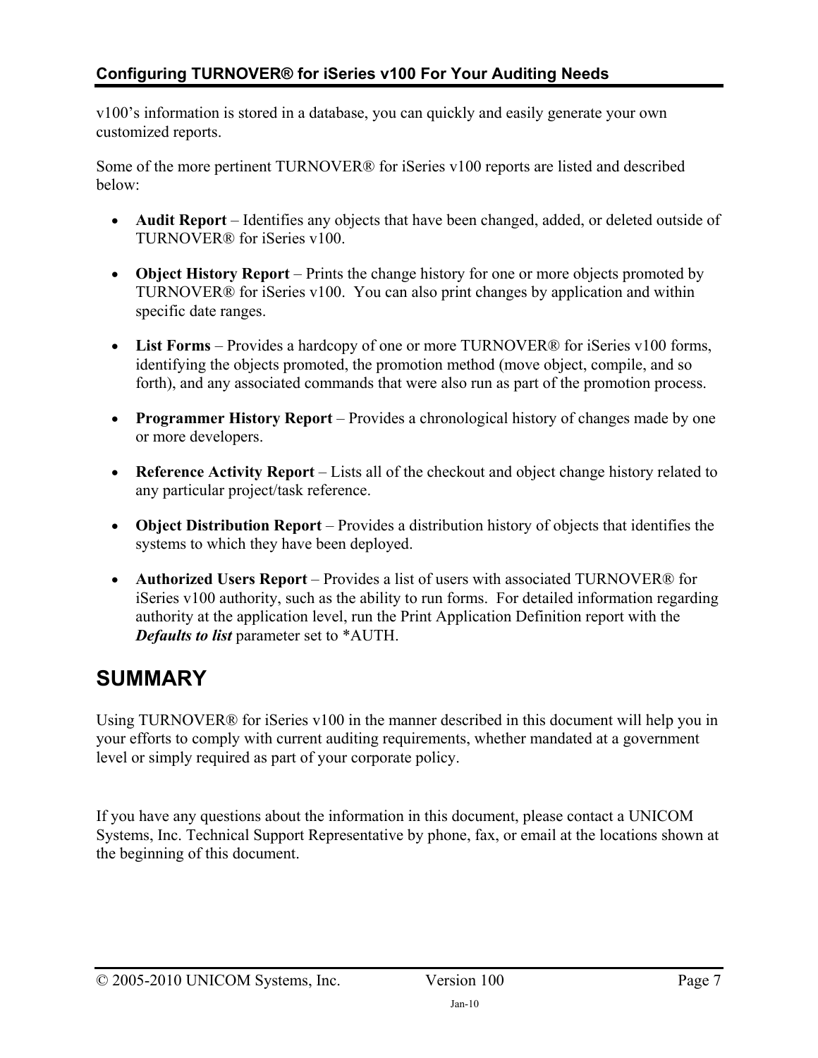v100's information is stored in a database, you can quickly and easily generate your own customized reports.

Some of the more pertinent TURNOVER® for iSeries v100 reports are listed and described below:

- **Audit Report** – Identifies any objects that have been changed, added, or deleted outside of TURNOVER® for iSeries v100.
- **Object History Report** – Prints the change history for one or more objects promoted by TURNOVER® for iSeries v100. You can also print changes by application and within specific date ranges.
- **List Forms** – Provides a hardcopy of one or more TURNOVER® for iSeries v100 forms, identifying the objects promoted, the promotion method (move object, compile, and so forth), and any associated commands that were also run as part of the promotion process.
- **Programmer History Report** – Provides a chronological history of changes made by one or more developers.
- **Reference Activity Report** – Lists all of the checkout and object change history related to any particular project/task reference.
- **Object Distribution Report** – Provides a distribution history of objects that identifies the systems to which they have been deployed.
- **Authorized Users Report** – Provides a list of users with associated TURNOVER® for iSeries v100 authority, such as the ability to run forms. For detailed information regarding authority at the application level, run the Print Application Definition report with the ***Defaults to list*** parameter set to *AUTH.

# SUMMARY

Using TURNOVER® for iSeries v100 in the manner described in this document will help you in your efforts to comply with current auditing requirements, whether mandated at a government level or simply required as part of your corporate policy.

If you have any questions about the information in this document, please contact a UNICOM Systems, Inc. Technical Support Representative by phone, fax, or email at the locations shown at the beginning of this document.